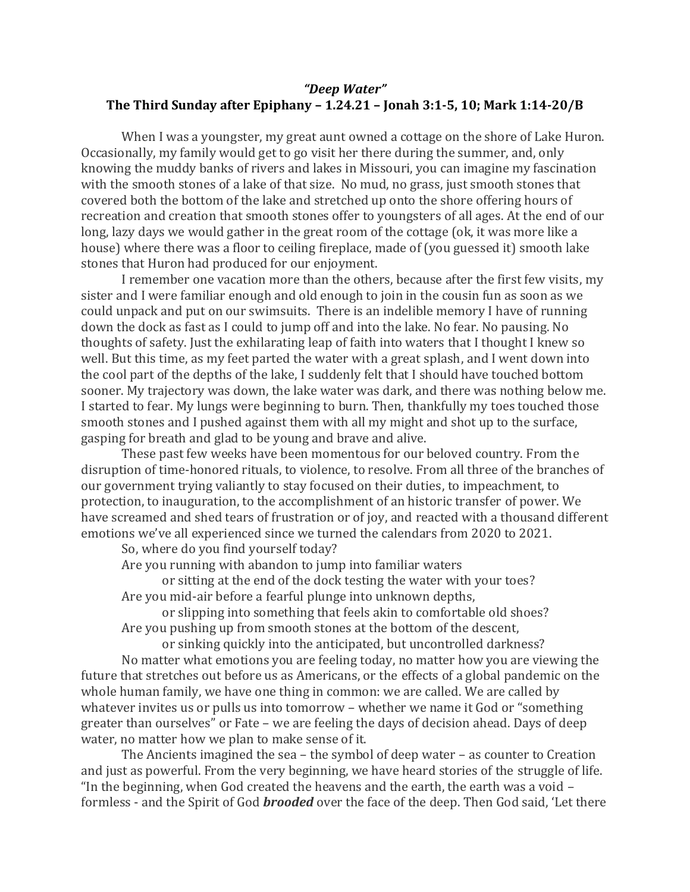## *"Deep Water"*

## The Third Sunday after Epiphany – 1.24.21 – Jonah 3:1-5, 10; Mark 1:14-20/B

When I was a youngster, my great aunt owned a cottage on the shore of Lake Huron. Occasionally, my family would get to go visit her there during the summer, and, only knowing the muddy banks of rivers and lakes in Missouri, you can imagine my fascination with the smooth stones of a lake of that size. No mud, no grass, just smooth stones that covered both the bottom of the lake and stretched up onto the shore offering hours of recreation and creation that smooth stones offer to youngsters of all ages. At the end of our long, lazy days we would gather in the great room of the cottage (ok, it was more like a house) where there was a floor to ceiling fireplace, made of (you guessed it) smooth lake stones that Huron had produced for our enjoyment.

I remember one vacation more than the others, because after the first few visits, my sister and I were familiar enough and old enough to join in the cousin fun as soon as we could unpack and put on our swimsuits. There is an indelible memory I have of running down the dock as fast as I could to jump off and into the lake. No fear. No pausing. No thoughts of safety. Just the exhilarating leap of faith into waters that I thought I knew so well. But this time, as my feet parted the water with a great splash, and I went down into the cool part of the depths of the lake, I suddenly felt that I should have touched bottom sooner. My trajectory was down, the lake water was dark, and there was nothing below me. I started to fear. My lungs were beginning to burn. Then, thankfully my toes touched those smooth stones and I pushed against them with all my might and shot up to the surface, gasping for breath and glad to be young and brave and alive.

These past few weeks have been momentous for our beloved country. From the disruption of time-honored rituals, to violence, to resolve. From all three of the branches of our government trying valiantly to stay focused on their duties, to impeachment, to protection, to inauguration, to the accomplishment of an historic transfer of power. We have screamed and shed tears of frustration or of joy, and reacted with a thousand different emotions we've all experienced since we turned the calendars from 2020 to 2021.

So, where do you find yourself today?

Are you running with abandon to jump into familiar waters
  or sitting at the end of the dock testing the water with your toes?
Are you mid-air before a fearful plunge into unknown depths,
  or slipping into something that feels akin to comfortable old shoes?
Are you pushing up from smooth stones at the bottom of the descent,
  or sinking quickly into the anticipated, but uncontrolled darkness?

No matter what emotions you are feeling today, no matter how you are viewing the future that stretches out before us as Americans, or the effects of a global pandemic on the whole human family, we have one thing in common: we are called. We are called by whatever invites us or pulls us into tomorrow – whether we name it God or "something greater than ourselves" or Fate – we are feeling the days of decision ahead. Days of deep water, no matter how we plan to make sense of it.

The Ancients imagined the sea – the symbol of deep water – as counter to Creation and just as powerful. From the very beginning, we have heard stories of the struggle of life. "In the beginning, when God created the heavens and the earth, the earth was a void – formless - and the Spirit of God ***brooded*** over the face of the deep. Then God said, 'Let there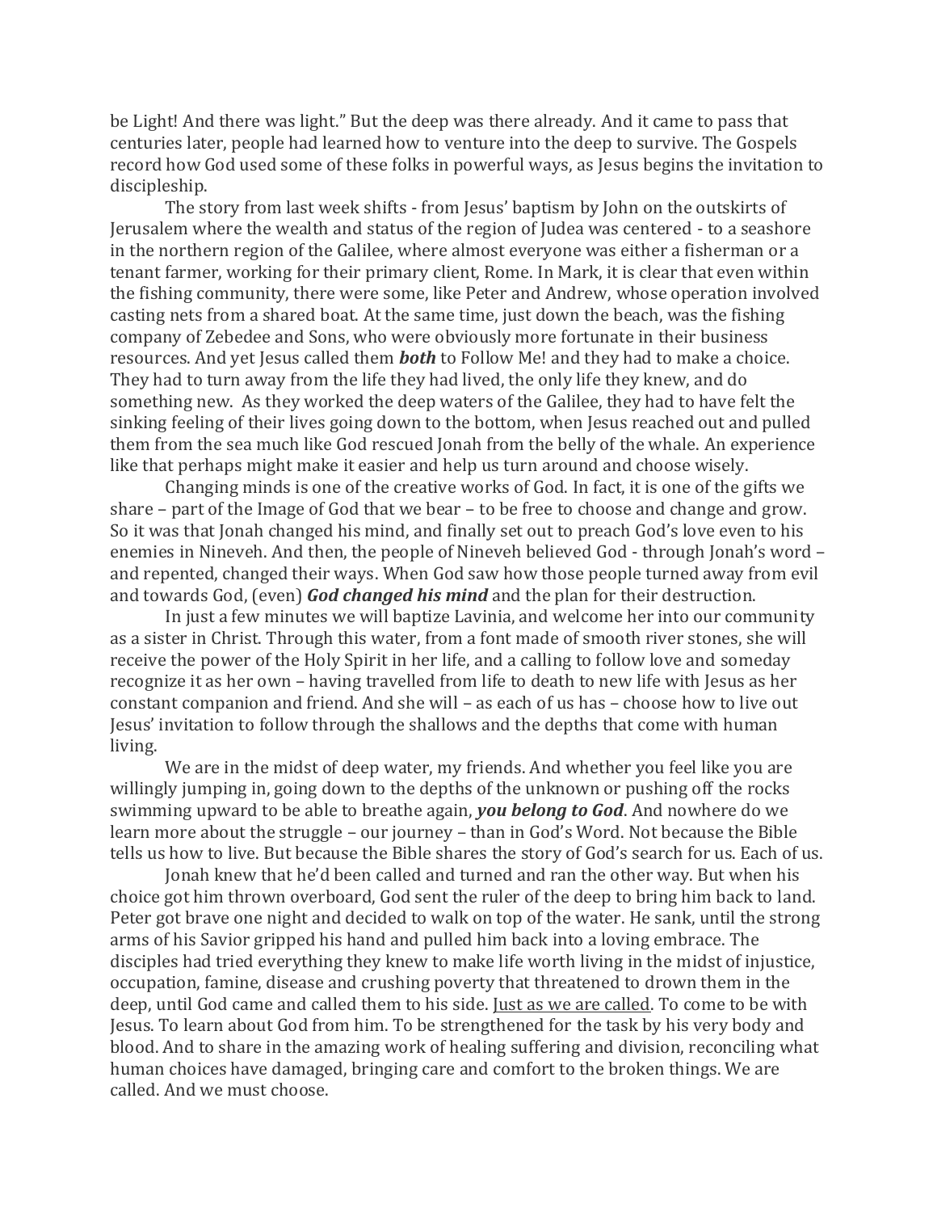be Light! And there was light." But the deep was there already. And it came to pass that centuries later, people had learned how to venture into the deep to survive. The Gospels record how God used some of these folks in powerful ways, as Jesus begins the invitation to discipleship.

The story from last week shifts - from Jesus' baptism by John on the outskirts of Jerusalem where the wealth and status of the region of Judea was centered - to a seashore in the northern region of the Galilee, where almost everyone was either a fisherman or a tenant farmer, working for their primary client, Rome. In Mark, it is clear that even within the fishing community, there were some, like Peter and Andrew, whose operation involved casting nets from a shared boat. At the same time, just down the beach, was the fishing company of Zebedee and Sons, who were obviously more fortunate in their business resources. And yet Jesus called them ***both*** to Follow Me! and they had to make a choice. They had to turn away from the life they had lived, the only life they knew, and do something new. As they worked the deep waters of the Galilee, they had to have felt the sinking feeling of their lives going down to the bottom, when Jesus reached out and pulled them from the sea much like God rescued Jonah from the belly of the whale. An experience like that perhaps might make it easier and help us turn around and choose wisely.

Changing minds is one of the creative works of God. In fact, it is one of the gifts we share – part of the Image of God that we bear – to be free to choose and change and grow. So it was that Jonah changed his mind, and finally set out to preach God's love even to his enemies in Nineveh. And then, the people of Nineveh believed God - through Jonah's word – and repented, changed their ways. When God saw how those people turned away from evil and towards God, (even) ***God changed his mind*** and the plan for their destruction.

In just a few minutes we will baptize Lavinia, and welcome her into our community as a sister in Christ. Through this water, from a font made of smooth river stones, she will receive the power of the Holy Spirit in her life, and a calling to follow love and someday recognize it as her own – having travelled from life to death to new life with Jesus as her constant companion and friend. And she will – as each of us has – choose how to live out Jesus' invitation to follow through the shallows and the depths that come with human living.

We are in the midst of deep water, my friends. And whether you feel like you are willingly jumping in, going down to the depths of the unknown or pushing off the rocks swimming upward to be able to breathe again, ***you belong to God***. And nowhere do we learn more about the struggle – our journey – than in God's Word. Not because the Bible tells us how to live. But because the Bible shares the story of God's search for us. Each of us.

Jonah knew that he'd been called and turned and ran the other way. But when his choice got him thrown overboard, God sent the ruler of the deep to bring him back to land. Peter got brave one night and decided to walk on top of the water. He sank, until the strong arms of his Savior gripped his hand and pulled him back into a loving embrace. The disciples had tried everything they knew to make life worth living in the midst of injustice, occupation, famine, disease and crushing poverty that threatened to drown them in the deep, until God came and called them to his side. <u>Just as we are called</u>. To come to be with Jesus. To learn about God from him. To be strengthened for the task by his very body and blood. And to share in the amazing work of healing suffering and division, reconciling what human choices have damaged, bringing care and comfort to the broken things. We are called. And we must choose.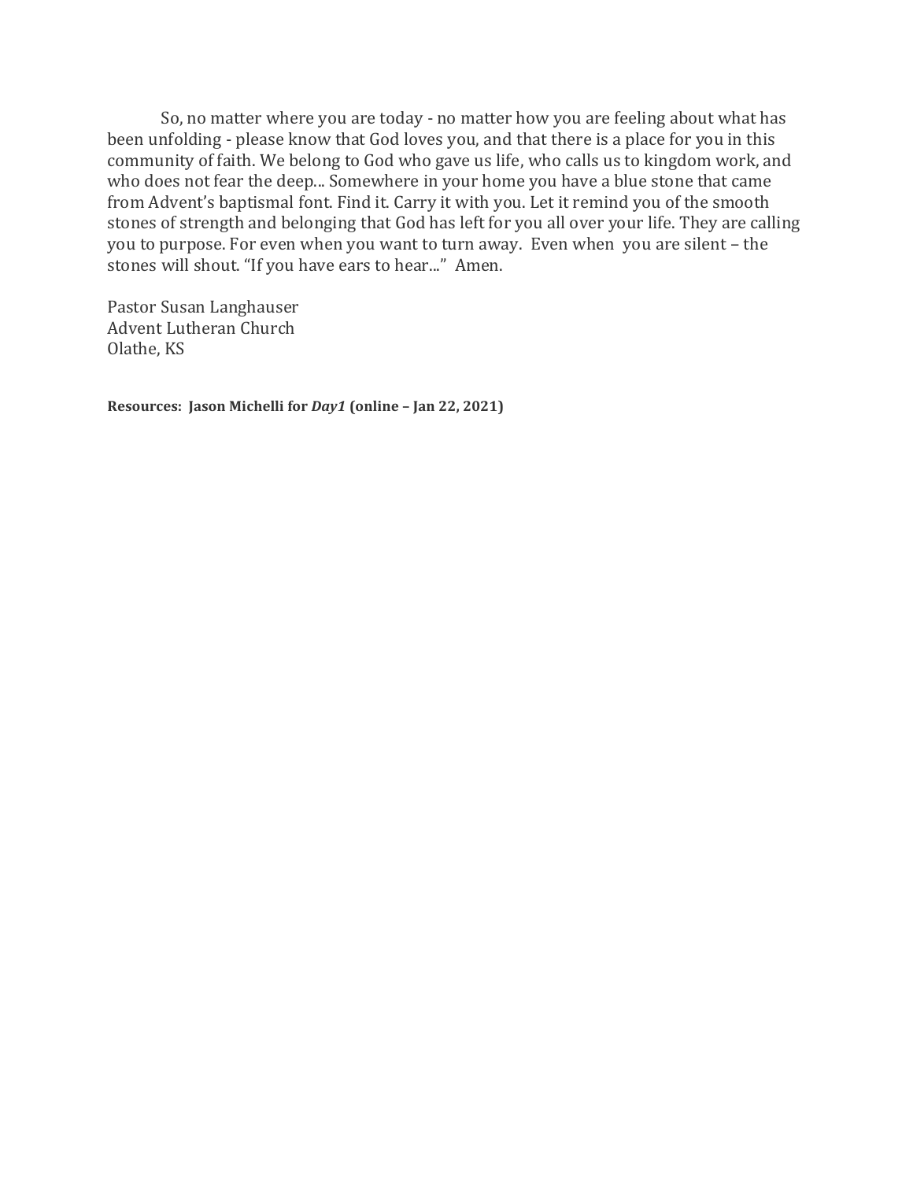So, no matter where you are today - no matter how you are feeling about what has been unfolding - please know that God loves you, and that there is a place for you in this community of faith. We belong to God who gave us life, who calls us to kingdom work, and who does not fear the deep... Somewhere in your home you have a blue stone that came from Advent's baptismal font. Find it. Carry it with you. Let it remind you of the smooth stones of strength and belonging that God has left for you all over your life. They are calling you to purpose. For even when you want to turn away. Even when you are silent – the stones will shout. "If you have ears to hear..." Amen.

Pastor Susan Langhauser
Advent Lutheran Church
Olathe, KS

**Resources: Jason Michelli for *Day1* (online – Jan 22, 2021)**